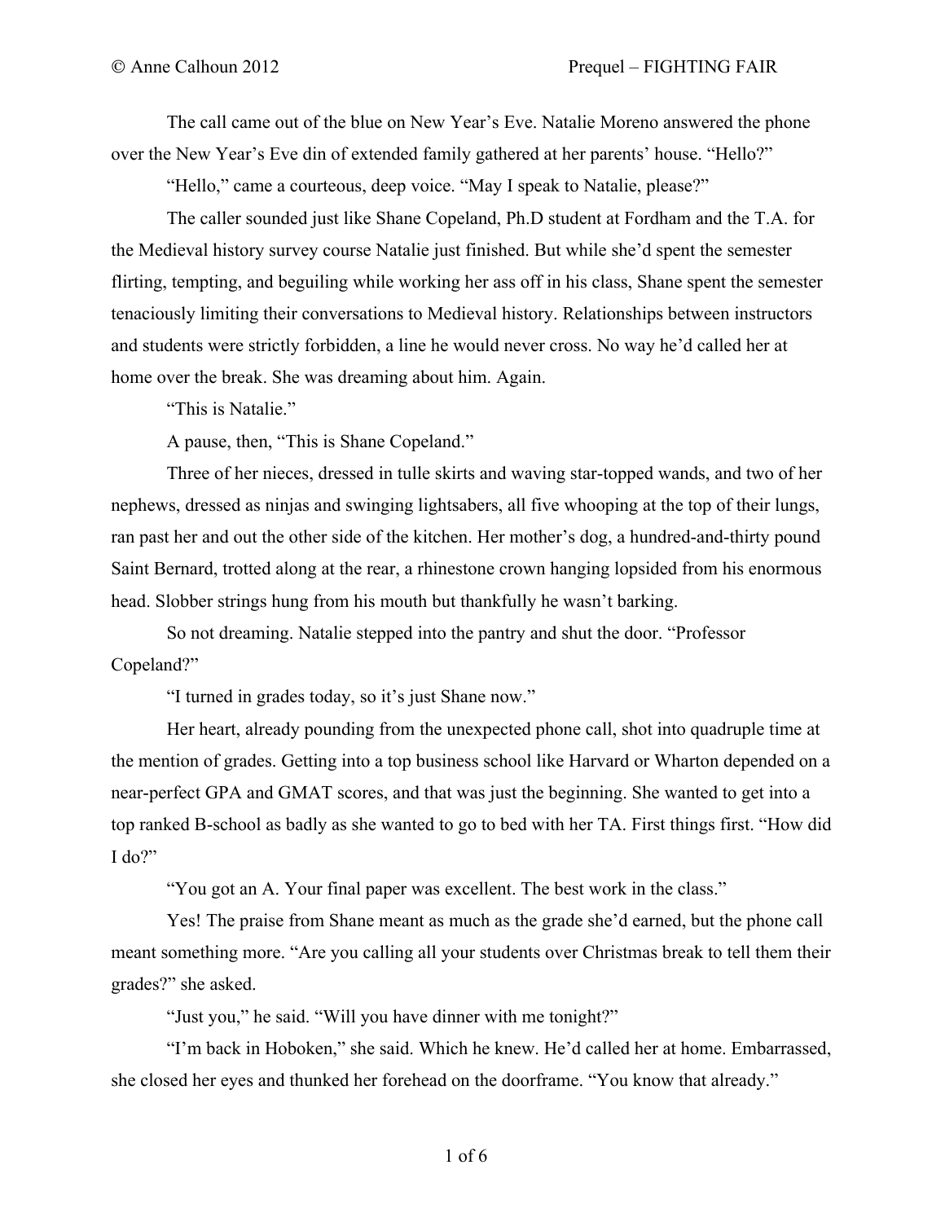The call came out of the blue on New Year's Eve. Natalie Moreno answered the phone over the New Year's Eve din of extended family gathered at her parents' house. "Hello?"

"Hello," came a courteous, deep voice. "May I speak to Natalie, please?"

The caller sounded just like Shane Copeland, Ph.D student at Fordham and the T.A. for the Medieval history survey course Natalie just finished. But while she'd spent the semester flirting, tempting, and beguiling while working her ass off in his class, Shane spent the semester tenaciously limiting their conversations to Medieval history. Relationships between instructors and students were strictly forbidden, a line he would never cross. No way he'd called her at home over the break. She was dreaming about him. Again.

"This is Natalie."

A pause, then, "This is Shane Copeland."

Three of her nieces, dressed in tulle skirts and waving star-topped wands, and two of her nephews, dressed as ninjas and swinging lightsabers, all five whooping at the top of their lungs, ran past her and out the other side of the kitchen. Her mother's dog, a hundred-and-thirty pound Saint Bernard, trotted along at the rear, a rhinestone crown hanging lopsided from his enormous head. Slobber strings hung from his mouth but thankfully he wasn't barking.

So not dreaming. Natalie stepped into the pantry and shut the door. "Professor Copeland?"

"I turned in grades today, so it's just Shane now."

Her heart, already pounding from the unexpected phone call, shot into quadruple time at the mention of grades. Getting into a top business school like Harvard or Wharton depended on a near-perfect GPA and GMAT scores, and that was just the beginning. She wanted to get into a top ranked B-school as badly as she wanted to go to bed with her TA. First things first. "How did I do?"

"You got an A. Your final paper was excellent. The best work in the class."

Yes! The praise from Shane meant as much as the grade she'd earned, but the phone call meant something more. "Are you calling all your students over Christmas break to tell them their grades?" she asked.

"Just you," he said. "Will you have dinner with me tonight?"

"I'm back in Hoboken," she said. Which he knew. He'd called her at home. Embarrassed, she closed her eyes and thunked her forehead on the doorframe. "You know that already."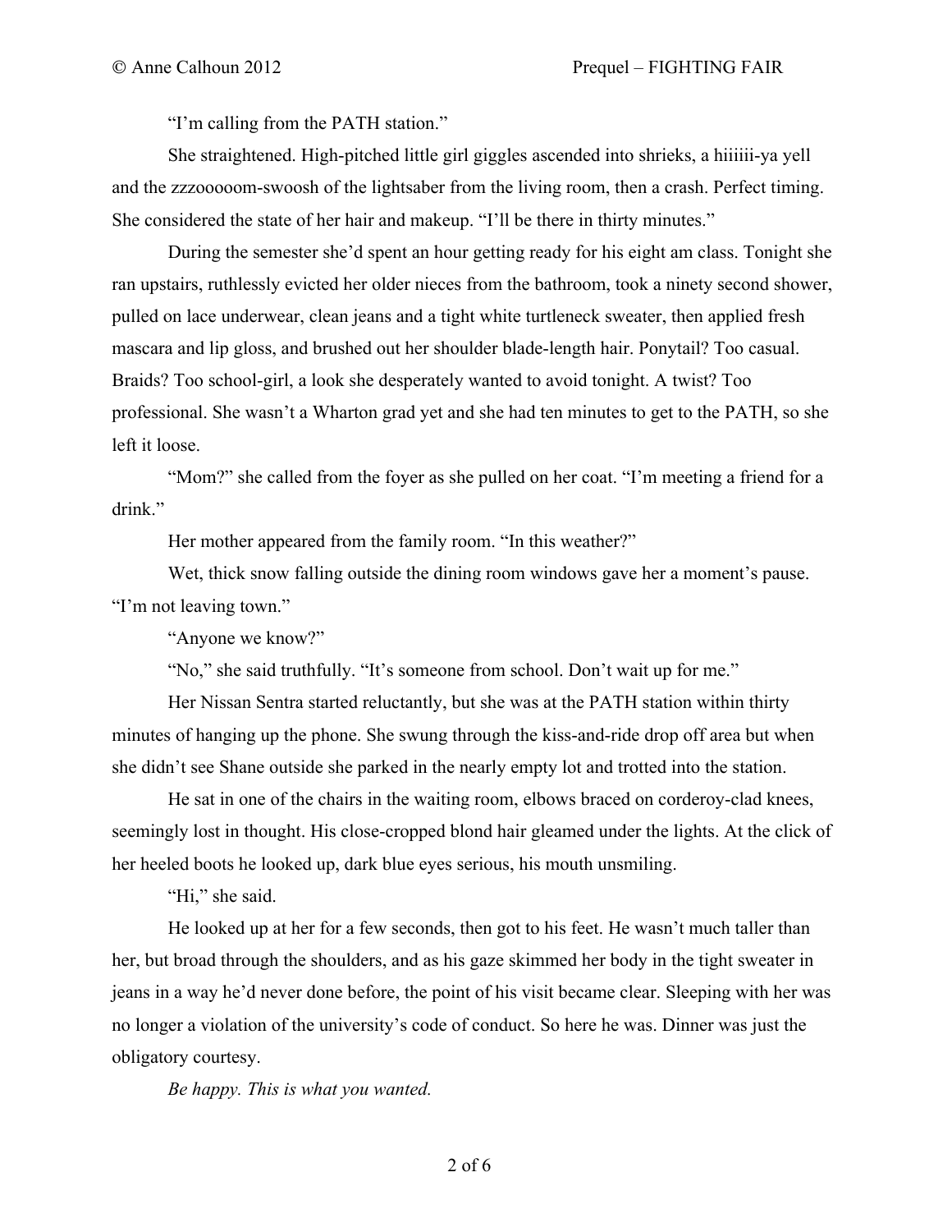"I'm calling from the PATH station."

She straightened. High-pitched little girl giggles ascended into shrieks, a hiiiiii-ya yell and the zzzooooom-swoosh of the lightsaber from the living room, then a crash. Perfect timing. She considered the state of her hair and makeup. "I'll be there in thirty minutes."

During the semester she'd spent an hour getting ready for his eight am class. Tonight she ran upstairs, ruthlessly evicted her older nieces from the bathroom, took a ninety second shower, pulled on lace underwear, clean jeans and a tight white turtleneck sweater, then applied fresh mascara and lip gloss, and brushed out her shoulder blade-length hair. Ponytail? Too casual. Braids? Too school-girl, a look she desperately wanted to avoid tonight. A twist? Too professional. She wasn't a Wharton grad yet and she had ten minutes to get to the PATH, so she left it loose.

"Mom?" she called from the foyer as she pulled on her coat. "I'm meeting a friend for a drink."

Her mother appeared from the family room. "In this weather?"

Wet, thick snow falling outside the dining room windows gave her a moment's pause. "I'm not leaving town."

"Anyone we know?"

"No," she said truthfully. "It's someone from school. Don't wait up for me."

Her Nissan Sentra started reluctantly, but she was at the PATH station within thirty minutes of hanging up the phone. She swung through the kiss-and-ride drop off area but when she didn't see Shane outside she parked in the nearly empty lot and trotted into the station.

He sat in one of the chairs in the waiting room, elbows braced on corderoy-clad knees, seemingly lost in thought. His close-cropped blond hair gleamed under the lights. At the click of her heeled boots he looked up, dark blue eyes serious, his mouth unsmiling.

"Hi," she said.

He looked up at her for a few seconds, then got to his feet. He wasn't much taller than her, but broad through the shoulders, and as his gaze skimmed her body in the tight sweater in jeans in a way he'd never done before, the point of his visit became clear. Sleeping with her was no longer a violation of the university's code of conduct. So here he was. Dinner was just the obligatory courtesy.

*Be happy. This is what you wanted.*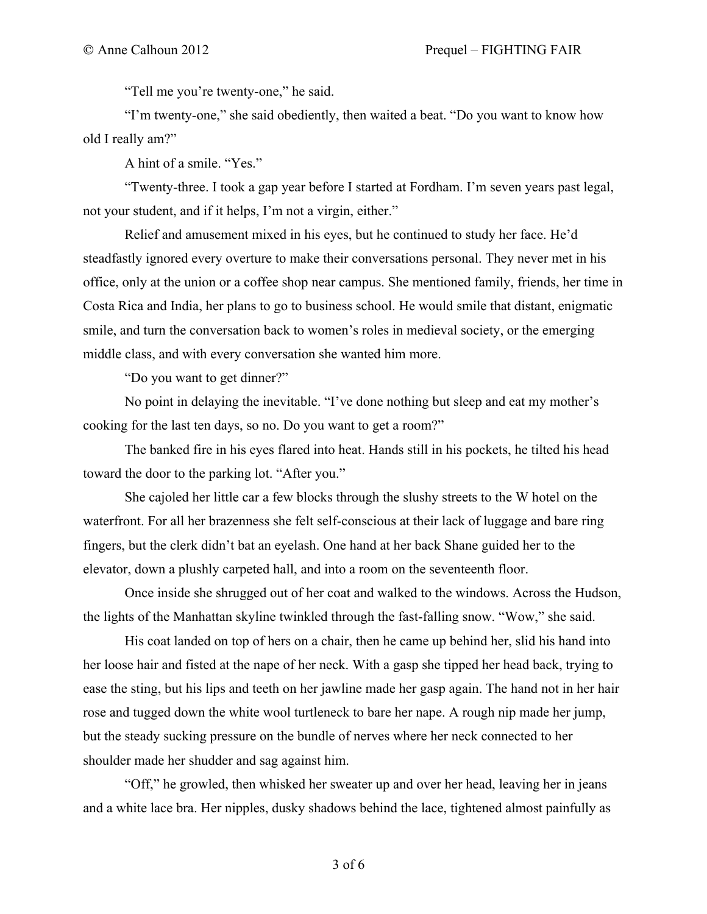"Tell me you're twenty-one," he said.

"I'm twenty-one," she said obediently, then waited a beat. "Do you want to know how old I really am?"

A hint of a smile. "Yes."

"Twenty-three. I took a gap year before I started at Fordham. I'm seven years past legal, not your student, and if it helps, I'm not a virgin, either."

Relief and amusement mixed in his eyes, but he continued to study her face. He'd steadfastly ignored every overture to make their conversations personal. They never met in his office, only at the union or a coffee shop near campus. She mentioned family, friends, her time in Costa Rica and India, her plans to go to business school. He would smile that distant, enigmatic smile, and turn the conversation back to women's roles in medieval society, or the emerging middle class, and with every conversation she wanted him more.

"Do you want to get dinner?"

No point in delaying the inevitable. "I've done nothing but sleep and eat my mother's cooking for the last ten days, so no. Do you want to get a room?"

The banked fire in his eyes flared into heat. Hands still in his pockets, he tilted his head toward the door to the parking lot. "After you."

She cajoled her little car a few blocks through the slushy streets to the W hotel on the waterfront. For all her brazenness she felt self-conscious at their lack of luggage and bare ring fingers, but the clerk didn't bat an eyelash. One hand at her back Shane guided her to the elevator, down a plushly carpeted hall, and into a room on the seventeenth floor.

Once inside she shrugged out of her coat and walked to the windows. Across the Hudson, the lights of the Manhattan skyline twinkled through the fast-falling snow. "Wow," she said.

His coat landed on top of hers on a chair, then he came up behind her, slid his hand into her loose hair and fisted at the nape of her neck. With a gasp she tipped her head back, trying to ease the sting, but his lips and teeth on her jawline made her gasp again. The hand not in her hair rose and tugged down the white wool turtleneck to bare her nape. A rough nip made her jump, but the steady sucking pressure on the bundle of nerves where her neck connected to her shoulder made her shudder and sag against him.

"Off," he growled, then whisked her sweater up and over her head, leaving her in jeans and a white lace bra. Her nipples, dusky shadows behind the lace, tightened almost painfully as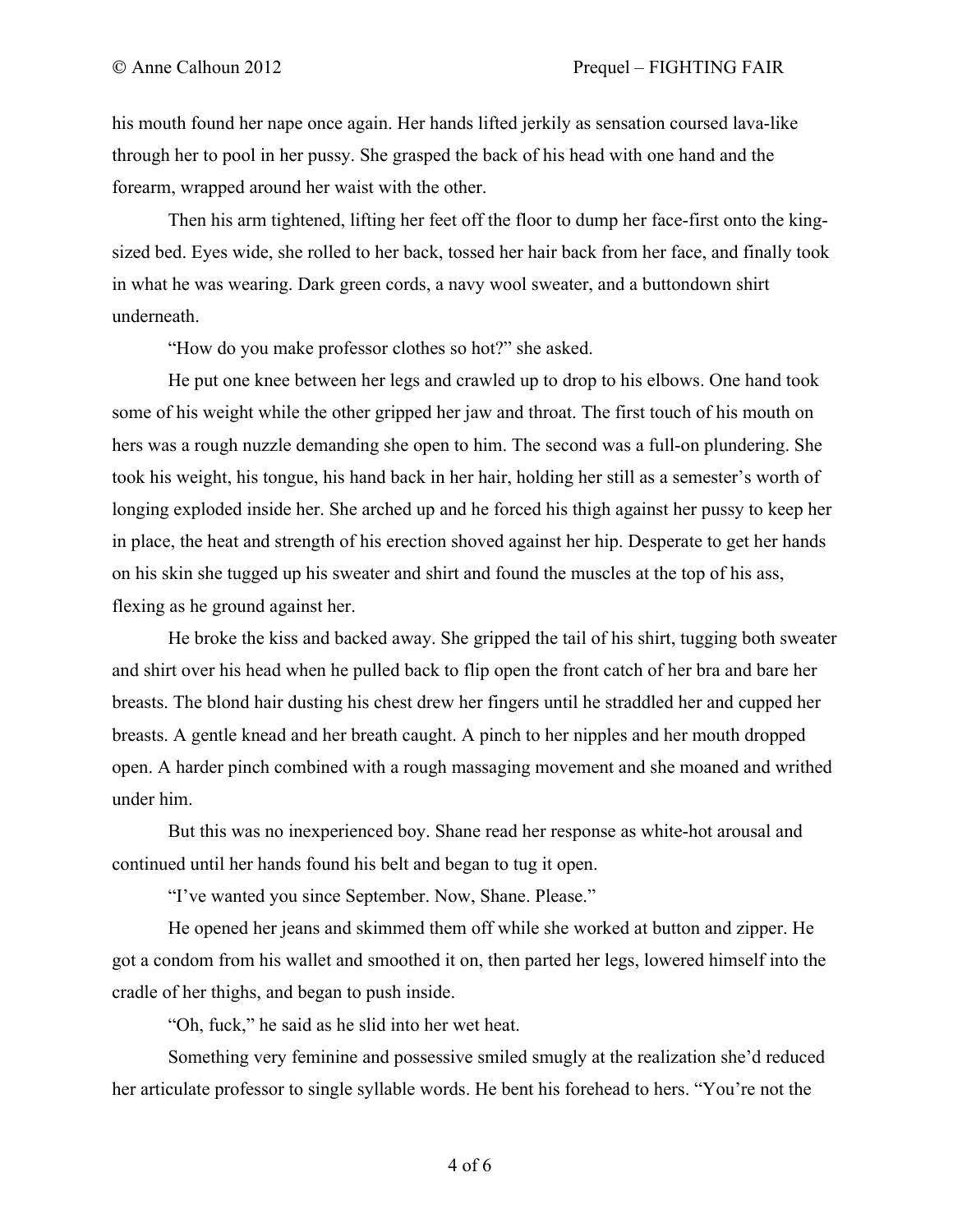his mouth found her nape once again. Her hands lifted jerkily as sensation coursed lava-like through her to pool in her pussy. She grasped the back of his head with one hand and the forearm, wrapped around her waist with the other.

Then his arm tightened, lifting her feet off the floor to dump her face-first onto the king-sized bed. Eyes wide, she rolled to her back, tossed her hair back from her face, and finally took in what he was wearing. Dark green cords, a navy wool sweater, and a buttondown shirt underneath.

"How do you make professor clothes so hot?" she asked.

He put one knee between her legs and crawled up to drop to his elbows. One hand took some of his weight while the other gripped her jaw and throat. The first touch of his mouth on hers was a rough nuzzle demanding she open to him. The second was a full-on plundering. She took his weight, his tongue, his hand back in her hair, holding her still as a semester's worth of longing exploded inside her. She arched up and he forced his thigh against her pussy to keep her in place, the heat and strength of his erection shoved against her hip. Desperate to get her hands on his skin she tugged up his sweater and shirt and found the muscles at the top of his ass, flexing as he ground against her.

He broke the kiss and backed away. She gripped the tail of his shirt, tugging both sweater and shirt over his head when he pulled back to flip open the front catch of her bra and bare her breasts. The blond hair dusting his chest drew her fingers until he straddled her and cupped her breasts. A gentle knead and her breath caught. A pinch to her nipples and her mouth dropped open. A harder pinch combined with a rough massaging movement and she moaned and writhed under him.

But this was no inexperienced boy. Shane read her response as white-hot arousal and continued until her hands found his belt and began to tug it open.

"I've wanted you since September. Now, Shane. Please."

He opened her jeans and skimmed them off while she worked at button and zipper. He got a condom from his wallet and smoothed it on, then parted her legs, lowered himself into the cradle of her thighs, and began to push inside.

"Oh, fuck," he said as he slid into her wet heat.

Something very feminine and possessive smiled smugly at the realization she'd reduced her articulate professor to single syllable words. He bent his forehead to hers. "You're not the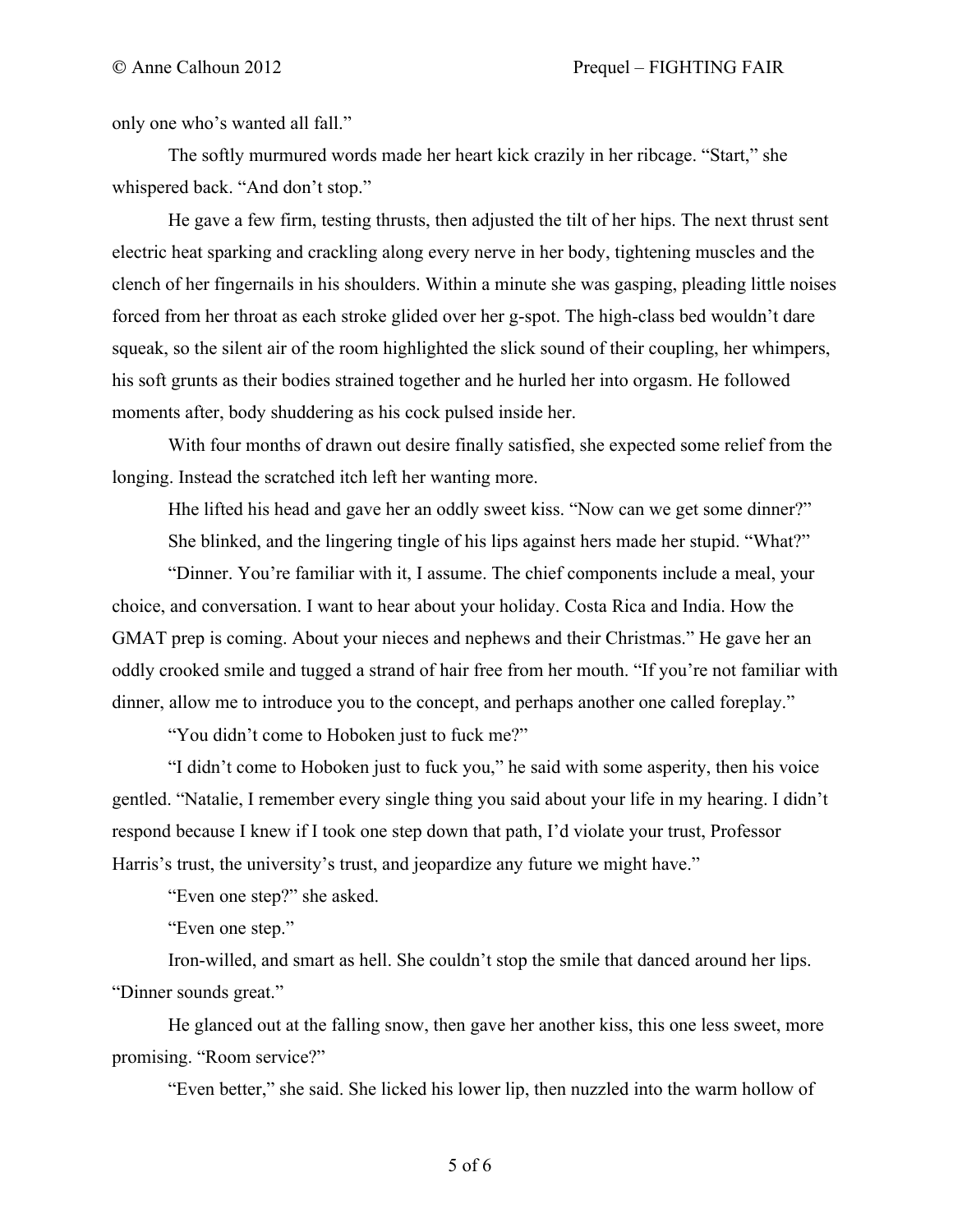only one who's wanted all fall."

The softly murmured words made her heart kick crazily in her ribcage. "Start," she whispered back. "And don't stop."

He gave a few firm, testing thrusts, then adjusted the tilt of her hips. The next thrust sent electric heat sparking and crackling along every nerve in her body, tightening muscles and the clench of her fingernails in his shoulders. Within a minute she was gasping, pleading little noises forced from her throat as each stroke glided over her g-spot. The high-class bed wouldn't dare squeak, so the silent air of the room highlighted the slick sound of their coupling, her whimpers, his soft grunts as their bodies strained together and he hurled her into orgasm. He followed moments after, body shuddering as his cock pulsed inside her.

With four months of drawn out desire finally satisfied, she expected some relief from the longing. Instead the scratched itch left her wanting more.

Hhe lifted his head and gave her an oddly sweet kiss. "Now can we get some dinner?"

She blinked, and the lingering tingle of his lips against hers made her stupid. "What?"

"Dinner. You're familiar with it, I assume. The chief components include a meal, your choice, and conversation. I want to hear about your holiday. Costa Rica and India. How the GMAT prep is coming. About your nieces and nephews and their Christmas." He gave her an oddly crooked smile and tugged a strand of hair free from her mouth. "If you're not familiar with dinner, allow me to introduce you to the concept, and perhaps another one called foreplay."

"You didn't come to Hoboken just to fuck me?"

"I didn't come to Hoboken just to fuck you," he said with some asperity, then his voice gentled. "Natalie, I remember every single thing you said about your life in my hearing. I didn't respond because I knew if I took one step down that path, I'd violate your trust, Professor Harris's trust, the university's trust, and jeopardize any future we might have."

"Even one step?" she asked.

"Even one step."

Iron-willed, and smart as hell. She couldn't stop the smile that danced around her lips. "Dinner sounds great."

He glanced out at the falling snow, then gave her another kiss, this one less sweet, more promising. "Room service?"

"Even better," she said. She licked his lower lip, then nuzzled into the warm hollow of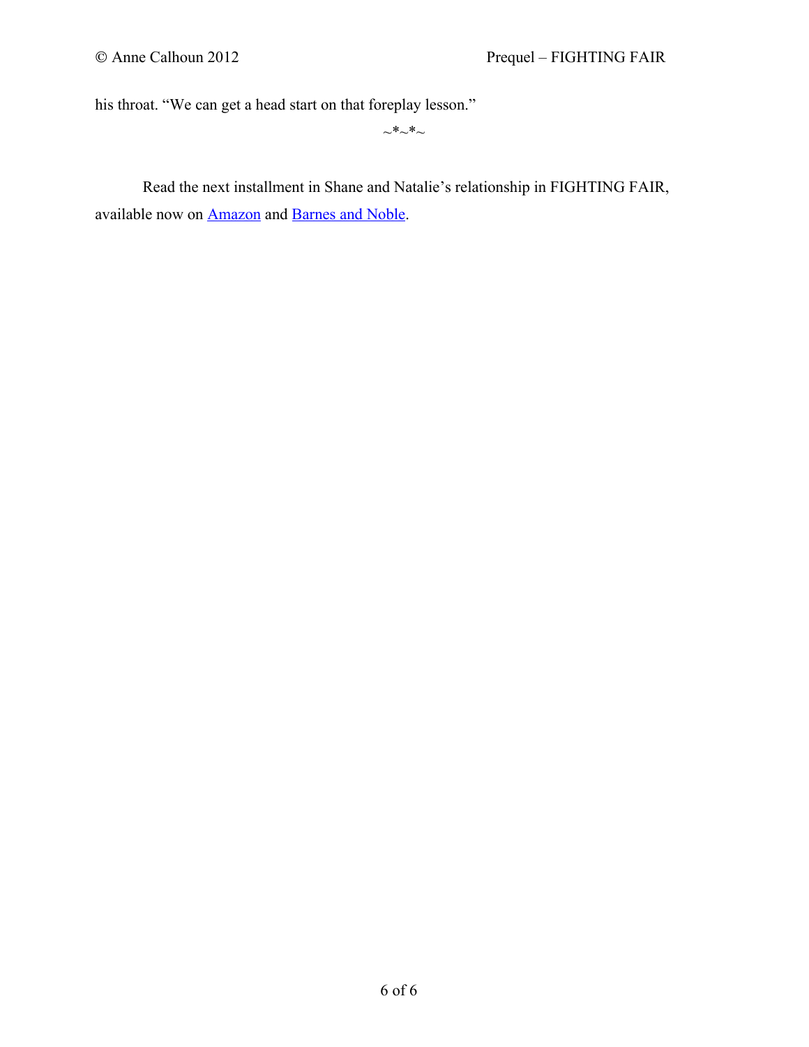his throat. “We can get a head start on that foreplay lesson.”

~*~*~

Read the next installment in Shane and Natalie’s relationship in FIGHTING FAIR, available now on Amazon and Barnes and Noble.